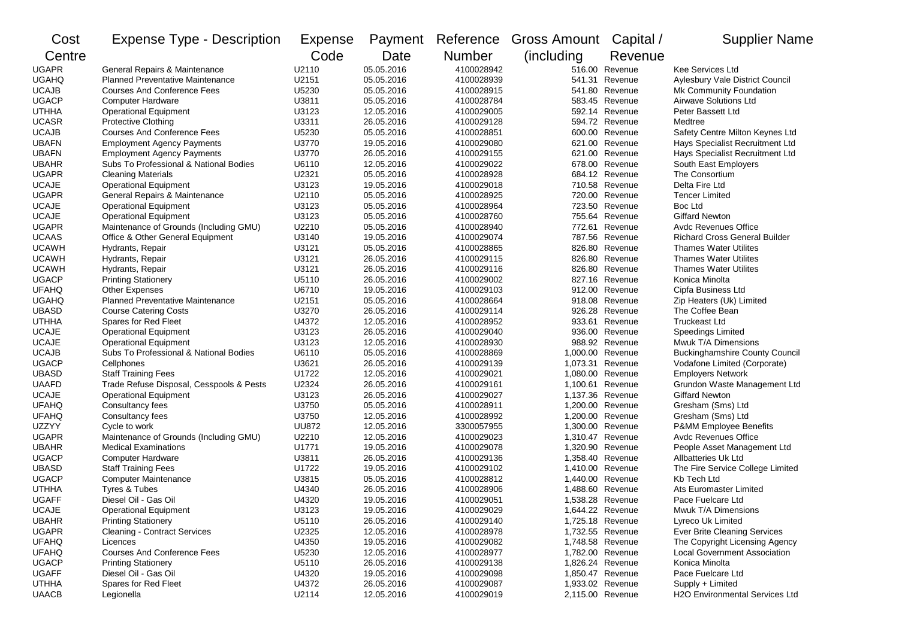| Cost Centre | Expense Type - Description | Expense Code | Payment Date | Reference Number | Gross Amount (including | Capital / Revenue | Supplier Name |
|---|---|---|---|---|---|---|---|
| UGAPR | General Repairs & Maintenance | U2110 | 05.05.2016 | 4100028942 | 516.00 | Revenue | Kee Services Ltd |
| UGAHQ | Planned Preventative Maintenance | U2151 | 05.05.2016 | 4100028939 | 541.31 | Revenue | Aylesbury Vale District Council |
| UCAJB | Courses And Conference Fees | U5230 | 05.05.2016 | 4100028915 | 541.80 | Revenue | Mk Community Foundation |
| UGACP | Computer Hardware | U3811 | 05.05.2016 | 4100028784 | 583.45 | Revenue | Airwave Solutions Ltd |
| UTHHA | Operational Equipment | U3123 | 12.05.2016 | 4100029005 | 592.14 | Revenue | Peter Bassett Ltd |
| UCASR | Protective Clothing | U3311 | 26.05.2016 | 4100029128 | 594.72 | Revenue | Medtree |
| UCAJB | Courses And Conference Fees | U5230 | 05.05.2016 | 4100028851 | 600.00 | Revenue | Safety Centre Milton Keynes Ltd |
| UBAFN | Employment Agency Payments | U3770 | 19.05.2016 | 4100029080 | 621.00 | Revenue | Hays Specialist Recruitment Ltd |
| UBAFN | Employment Agency Payments | U3770 | 26.05.2016 | 4100029155 | 621.00 | Revenue | Hays Specialist Recruitment Ltd |
| UBAHR | Subs To Professional & National Bodies | U6110 | 12.05.2016 | 4100029022 | 678.00 | Revenue | South East Employers |
| UGAPR | Cleaning Materials | U2321 | 05.05.2016 | 4100028928 | 684.12 | Revenue | The Consortium |
| UCAJE | Operational Equipment | U3123 | 19.05.2016 | 4100029018 | 710.58 | Revenue | Delta Fire Ltd |
| UGAPR | General Repairs & Maintenance | U2110 | 05.05.2016 | 4100028925 | 720.00 | Revenue | Tencer Limited |
| UCAJE | Operational Equipment | U3123 | 05.05.2016 | 4100028964 | 723.50 | Revenue | Boc Ltd |
| UCAJE | Operational Equipment | U3123 | 05.05.2016 | 4100028760 | 755.64 | Revenue | Giffard Newton |
| UGAPR | Maintenance of Grounds (Including GMU) | U2210 | 05.05.2016 | 4100028940 | 772.61 | Revenue | Avdc Revenues Office |
| UCAAS | Office & Other General Equipment | U3140 | 19.05.2016 | 4100029074 | 787.56 | Revenue | Richard Cross General Builder |
| UCAWH | Hydrants, Repair | U3121 | 05.05.2016 | 4100028865 | 826.80 | Revenue | Thames Water Utilites |
| UCAWH | Hydrants, Repair | U3121 | 26.05.2016 | 4100029115 | 826.80 | Revenue | Thames Water Utilites |
| UCAWH | Hydrants, Repair | U3121 | 26.05.2016 | 4100029116 | 826.80 | Revenue | Thames Water Utilites |
| UGACP | Printing Stationery | U5110 | 26.05.2016 | 4100029002 | 827.16 | Revenue | Konica Minolta |
| UFAHQ | Other Expenses | U6710 | 19.05.2016 | 4100029103 | 912.00 | Revenue | Cipfa Business Ltd |
| UGAHQ | Planned Preventative Maintenance | U2151 | 05.05.2016 | 4100028664 | 918.08 | Revenue | Zip Heaters (Uk) Limited |
| UBASD | Course Catering Costs | U3270 | 26.05.2016 | 4100029114 | 926.28 | Revenue | The Coffee Bean |
| UTHHA | Spares for Red Fleet | U4372 | 12.05.2016 | 4100028952 | 933.61 | Revenue | Truckeast Ltd |
| UCAJE | Operational Equipment | U3123 | 26.05.2016 | 4100029040 | 936.00 | Revenue | Speedings Limited |
| UCAJE | Operational Equipment | U3123 | 12.05.2016 | 4100028930 | 988.92 | Revenue | Mwuk T/A Dimensions |
| UCAJB | Subs To Professional & National Bodies | U6110 | 05.05.2016 | 4100028869 | 1,000.00 | Revenue | Buckinghamshire County Council |
| UGACP | Cellphones | U3621 | 26.05.2016 | 4100029139 | 1,073.31 | Revenue | Vodafone Limited (Corporate) |
| UBASD | Staff Training Fees | U1722 | 12.05.2016 | 4100029021 | 1,080.00 | Revenue | Employers Network |
| UAAFD | Trade Refuse Disposal, Cesspools & Pests | U2324 | 26.05.2016 | 4100029161 | 1,100.61 | Revenue | Grundon Waste Management Ltd |
| UCAJE | Operational Equipment | U3123 | 26.05.2016 | 4100029027 | 1,137.36 | Revenue | Giffard Newton |
| UFAHQ | Consultancy fees | U3750 | 05.05.2016 | 4100028911 | 1,200.00 | Revenue | Gresham (Sms) Ltd |
| UFAHQ | Consultancy fees | U3750 | 12.05.2016 | 4100028992 | 1,200.00 | Revenue | Gresham (Sms) Ltd |
| UZZYY | Cycle to work | UU872 | 12.05.2016 | 3300057955 | 1,300.00 | Revenue | P&MM Employee Benefits |
| UGAPR | Maintenance of Grounds (Including GMU) | U2210 | 12.05.2016 | 4100029023 | 1,310.47 | Revenue | Avdc Revenues Office |
| UBAHR | Medical Examinations | U1771 | 19.05.2016 | 4100029078 | 1,320.90 | Revenue | People Asset Management Ltd |
| UGACP | Computer Hardware | U3811 | 26.05.2016 | 4100029136 | 1,358.40 | Revenue | Allbatteries Uk Ltd |
| UBASD | Staff Training Fees | U1722 | 19.05.2016 | 4100029102 | 1,410.00 | Revenue | The Fire Service College Limited |
| UGACP | Computer Maintenance | U3815 | 05.05.2016 | 4100028812 | 1,440.00 | Revenue | Kb Tech Ltd |
| UTHHA | Tyres & Tubes | U4340 | 26.05.2016 | 4100028906 | 1,488.60 | Revenue | Ats Euromaster Limited |
| UGAFF | Diesel Oil - Gas Oil | U4320 | 19.05.2016 | 4100029051 | 1,538.28 | Revenue | Pace Fuelcare Ltd |
| UCAJE | Operational Equipment | U3123 | 19.05.2016 | 4100029029 | 1,644.22 | Revenue | Mwuk T/A Dimensions |
| UBAHR | Printing Stationery | U5110 | 26.05.2016 | 4100029140 | 1,725.18 | Revenue | Lyreco Uk Limited |
| UGAPR | Cleaning - Contract Services | U2325 | 12.05.2016 | 4100028978 | 1,732.55 | Revenue | Ever Brite Cleaning Services |
| UFAHQ | Licences | U4350 | 19.05.2016 | 4100029082 | 1,748.58 | Revenue | The Copyright Licensing Agency |
| UFAHQ | Courses And Conference Fees | U5230 | 12.05.2016 | 4100028977 | 1,782.00 | Revenue | Local Government Association |
| UGACP | Printing Stationery | U5110 | 26.05.2016 | 4100029138 | 1,826.24 | Revenue | Konica Minolta |
| UGAFF | Diesel Oil - Gas Oil | U4320 | 19.05.2016 | 4100029098 | 1,850.47 | Revenue | Pace Fuelcare Ltd |
| UTHHA | Spares for Red Fleet | U4372 | 26.05.2016 | 4100029087 | 1,933.02 | Revenue | Supply + Limited |
| UAACB | Legionella | U2114 | 12.05.2016 | 4100029019 | 2,115.00 | Revenue | H2O Environmental Services Ltd |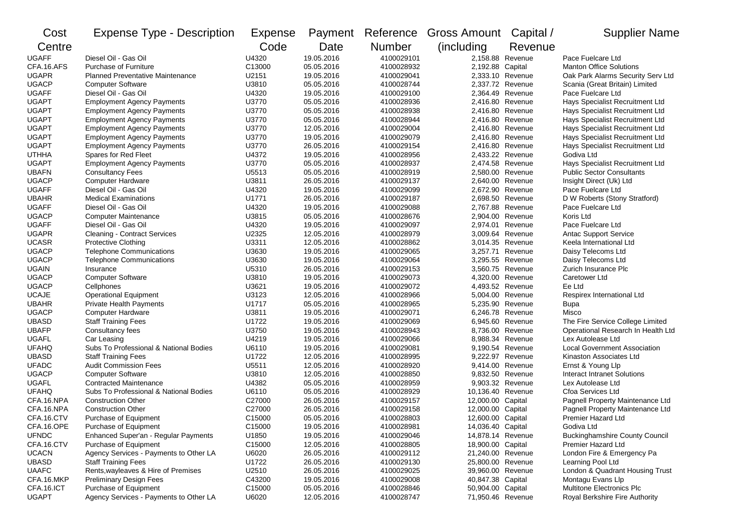| Cost Centre | Expense Type - Description | Expense Code | Payment Date | Reference Number | Gross Amount (including | Capital / Revenue | Supplier Name |
|---|---|---|---|---|---|---|---|
| UGAFF | Diesel Oil - Gas Oil | U4320 | 19.05.2016 | 4100029101 | 2,158.88 | Revenue | Pace Fuelcare Ltd |
| CFA.16.AFS | Purchase of Furniture | C13000 | 05.05.2016 | 4100028932 | 2,192.88 | Capital | Manton Office Solutions |
| UGAPR | Planned Preventative Maintenance | U2151 | 19.05.2016 | 4100029041 | 2,333.10 | Revenue | Oak Park Alarms Security Serv Ltd |
| UGACP | Computer Software | U3810 | 05.05.2016 | 4100028744 | 2,337.72 | Revenue | Scania (Great Britain) Limited |
| UGAFF | Diesel Oil - Gas Oil | U4320 | 19.05.2016 | 4100029100 | 2,364.49 | Revenue | Pace Fuelcare Ltd |
| UGAPT | Employment Agency Payments | U3770 | 05.05.2016 | 4100028936 | 2,416.80 | Revenue | Hays Specialist Recruitment Ltd |
| UGAPT | Employment Agency Payments | U3770 | 05.05.2016 | 4100028938 | 2,416.80 | Revenue | Hays Specialist Recruitment Ltd |
| UGAPT | Employment Agency Payments | U3770 | 05.05.2016 | 4100028944 | 2,416.80 | Revenue | Hays Specialist Recruitment Ltd |
| UGAPT | Employment Agency Payments | U3770 | 12.05.2016 | 4100029004 | 2,416.80 | Revenue | Hays Specialist Recruitment Ltd |
| UGAPT | Employment Agency Payments | U3770 | 19.05.2016 | 4100029079 | 2,416.80 | Revenue | Hays Specialist Recruitment Ltd |
| UGAPT | Employment Agency Payments | U3770 | 26.05.2016 | 4100029154 | 2,416.80 | Revenue | Hays Specialist Recruitment Ltd |
| UTHHA | Spares for Red Fleet | U4372 | 19.05.2016 | 4100028956 | 2,433.22 | Revenue | Godiva Ltd |
| UGAPT | Employment Agency Payments | U3770 | 05.05.2016 | 4100028937 | 2,474.58 | Revenue | Hays Specialist Recruitment Ltd |
| UBAFN | Consultancy Fees | U5513 | 05.05.2016 | 4100028919 | 2,580.00 | Revenue | Public Sector Consultants |
| UGACP | Computer Hardware | U3811 | 26.05.2016 | 4100029137 | 2,640.00 | Revenue | Insight Direct (Uk) Ltd |
| UGAFF | Diesel Oil - Gas Oil | U4320 | 19.05.2016 | 4100029099 | 2,672.90 | Revenue | Pace Fuelcare Ltd |
| UBAHR | Medical Examinations | U1771 | 26.05.2016 | 4100029187 | 2,698.50 | Revenue | D W Roberts (Stony Stratford) |
| UGAFF | Diesel Oil - Gas Oil | U4320 | 19.05.2016 | 4100029088 | 2,767.88 | Revenue | Pace Fuelcare Ltd |
| UGACP | Computer Maintenance | U3815 | 05.05.2016 | 4100028676 | 2,904.00 | Revenue | Koris Ltd |
| UGAFF | Diesel Oil - Gas Oil | U4320 | 19.05.2016 | 4100029097 | 2,974.01 | Revenue | Pace Fuelcare Ltd |
| UGAPR | Cleaning - Contract Services | U2325 | 12.05.2016 | 4100028979 | 3,009.64 | Revenue | Antac Support Service |
| UCASR | Protective Clothing | U3311 | 12.05.2016 | 4100028862 | 3,014.35 | Revenue | Keela International Ltd |
| UGACP | Telephone Communications | U3630 | 19.05.2016 | 4100029065 | 3,257.71 | Revenue | Daisy Telecoms Ltd |
| UGACP | Telephone Communications | U3630 | 19.05.2016 | 4100029064 | 3,295.55 | Revenue | Daisy Telecoms Ltd |
| UGAIN | Insurance | U5310 | 26.05.2016 | 4100029153 | 3,560.75 | Revenue | Zurich Insurance Plc |
| UGACP | Computer Software | U3810 | 19.05.2016 | 4100029073 | 4,320.00 | Revenue | Caretower Ltd |
| UGACP | Cellphones | U3621 | 19.05.2016 | 4100029072 | 4,493.52 | Revenue | Ee Ltd |
| UCAJE | Operational Equipment | U3123 | 12.05.2016 | 4100028966 | 5,004.00 | Revenue | Respirex International Ltd |
| UBAHR | Private Health Payments | U1717 | 05.05.2016 | 4100028965 | 5,235.90 | Revenue | Bupa |
| UGACP | Computer Hardware | U3811 | 19.05.2016 | 4100029071 | 6,246.78 | Revenue | Misco |
| UBASD | Staff Training Fees | U1722 | 19.05.2016 | 4100029069 | 6,945.60 | Revenue | The Fire Service College Limited |
| UBAFP | Consultancy fees | U3750 | 19.05.2016 | 4100028943 | 8,736.00 | Revenue | Operational Research In Health Ltd |
| UGAFL | Car Leasing | U4219 | 19.05.2016 | 4100029066 | 8,988.34 | Revenue | Lex Autolease Ltd |
| UFAHQ | Subs To Professional & National Bodies | U6110 | 19.05.2016 | 4100029081 | 9,190.54 | Revenue | Local Government Association |
| UBASD | Staff Training Fees | U1722 | 12.05.2016 | 4100028995 | 9,222.97 | Revenue | Kinaston Associates Ltd |
| UFADC | Audit Commission Fees | U5511 | 12.05.2016 | 4100028920 | 9,414.00 | Revenue | Ernst & Young Llp |
| UGACP | Computer Software | U3810 | 12.05.2016 | 4100028850 | 9,832.50 | Revenue | Interact Intranet Solutions |
| UGAFL | Contracted Maintenance | U4382 | 05.05.2016 | 4100028959 | 9,903.32 | Revenue | Lex Autolease Ltd |
| UFAHQ | Subs To Professional & National Bodies | U6110 | 05.05.2016 | 4100028929 | 10,136.40 | Revenue | Cfoa Services Ltd |
| CFA.16.NPA | Construction Other | C27000 | 26.05.2016 | 4100029157 | 12,000.00 | Capital | Pagnell Property Maintenance Ltd |
| CFA.16.NPA | Construction Other | C27000 | 26.05.2016 | 4100029158 | 12,000.00 | Capital | Pagnell Property Maintenance Ltd |
| CFA.16.CTV | Purchase of Equipment | C15000 | 05.05.2016 | 4100028803 | 12,600.00 | Capital | Premier Hazard Ltd |
| CFA.16.OPE | Purchase of Equipment | C15000 | 19.05.2016 | 4100028981 | 14,036.40 | Capital | Godiva Ltd |
| UFNDC | Enhanced Super'an - Regular Payments | U1850 | 19.05.2016 | 4100029046 | 14,878.14 | Revenue | Buckinghamshire County Council |
| CFA.16.CTV | Purchase of Equipment | C15000 | 12.05.2016 | 4100028805 | 18,900.00 | Capital | Premier Hazard Ltd |
| UCACN | Agency Services - Payments to Other LA | U6020 | 26.05.2016 | 4100029112 | 21,240.00 | Revenue | London Fire & Emergency Pa |
| UBASD | Staff Training Fees | U1722 | 26.05.2016 | 4100029130 | 25,800.00 | Revenue | Learning Pool Ltd |
| UAAFC | Rents,wayleaves & Hire of Premises | U2510 | 26.05.2016 | 4100029025 | 39,960.00 | Revenue | London & Quadrant Housing Trust |
| CFA.16.MKP | Preliminary Design Fees | C43200 | 19.05.2016 | 4100029008 | 40,847.38 | Capital | Montagu Evans Llp |
| CFA.16.ICT | Purchase of Equipment | C15000 | 05.05.2016 | 4100028846 | 50,904.00 | Capital | Multitone Electronics Plc |
| UGAPT | Agency Services - Payments to Other LA | U6020 | 12.05.2016 | 4100028747 | 71,950.46 | Revenue | Royal Berkshire Fire Authority |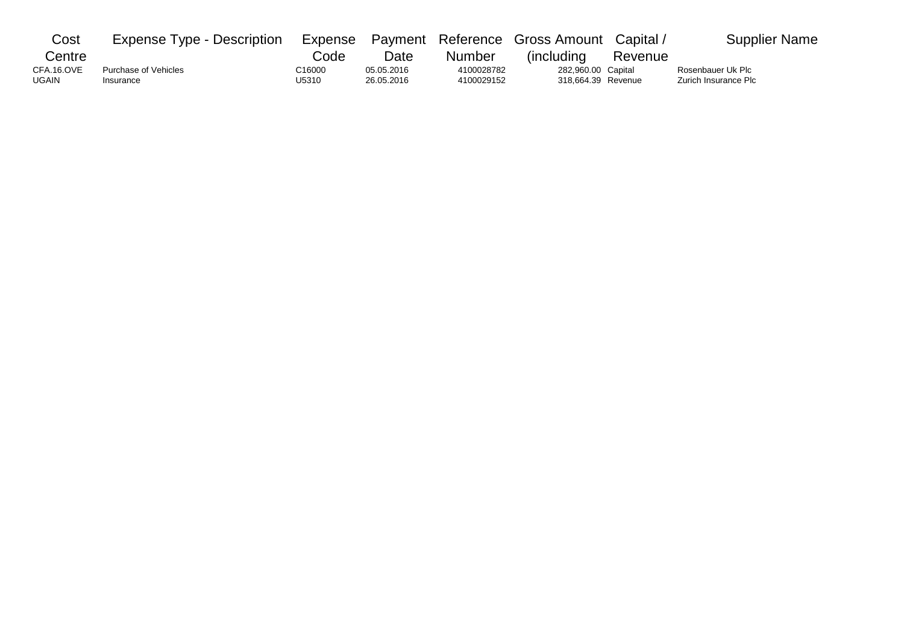| Cost Centre | Expense Type - Description | Expense Code | Payment Date | Reference Number | Gross Amount (including | Capital / Revenue | Supplier Name |
|---|---|---|---|---|---|---|---|
| CFA.16.OVE | Purchase of Vehicles | C16000 | 05.05.2016 | 4100028782 | 282,960.00 | Capital | Rosenbauer Uk Plc |
| UGAIN | Insurance | U5310 | 26.05.2016 | 4100029152 | 318,664.39 | Revenue | Zurich Insurance Plc |